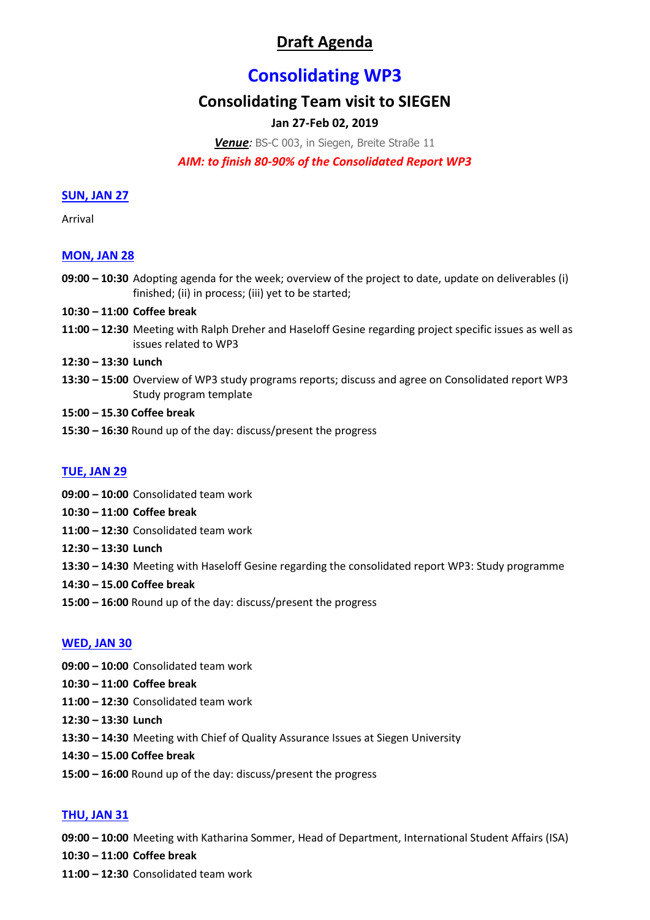# Draft Agenda

## Consolidating WP3

### Consolidating Team visit to SIEGEN

**Jan 27-Feb 02, 2019**

***Venue:*** BS-C 003, in Siegen, Breite Straße 11

***AIM: to finish 80-90% of the Consolidated Report WP3***

**SUN, JAN 27**

Arrival

**MON, JAN 28**

**09:00 – 10:30** Adopting agenda for the week; overview of the project to date, update on deliverables (i) finished; (ii) in process; (iii) yet to be started;

**10:30 – 11:00 Coffee break**

**11:00 – 12:30** Meeting with Ralph Dreher and Haseloff Gesine regarding project specific issues as well as issues related to WP3

**12:30 – 13:30 Lunch**

**13:30 – 15:00** Overview of WP3 study programs reports; discuss and agree on Consolidated report WP3 Study program template

**15:00 – 15.30 Coffee break**

**15:30 – 16:30** Round up of the day: discuss/present the progress

**TUE, JAN 29**

**09:00 – 10:00** Consolidated team work

**10:30 – 11:00 Coffee break**

**11:00 – 12:30** Consolidated team work

**12:30 – 13:30 Lunch**

**13:30 – 14:30** Meeting with Haseloff Gesine regarding the consolidated report WP3: Study programme

**14:30 – 15.00 Coffee break**

**15:00 – 16:00** Round up of the day: discuss/present the progress

**WED, JAN 30**

**09:00 – 10:00** Consolidated team work

**10:30 – 11:00 Coffee break**

**11:00 – 12:30** Consolidated team work

**12:30 – 13:30 Lunch**

**13:30 – 14:30** Meeting with Chief of Quality Assurance Issues at Siegen University

**14:30 – 15.00 Coffee break**

**15:00 – 16:00** Round up of the day: discuss/present the progress

**THU, JAN 31**

**09:00 – 10:00** Meeting with Katharina Sommer, Head of Department, International Student Affairs (ISA)

**10:30 – 11:00 Coffee break**

**11:00 – 12:30** Consolidated team work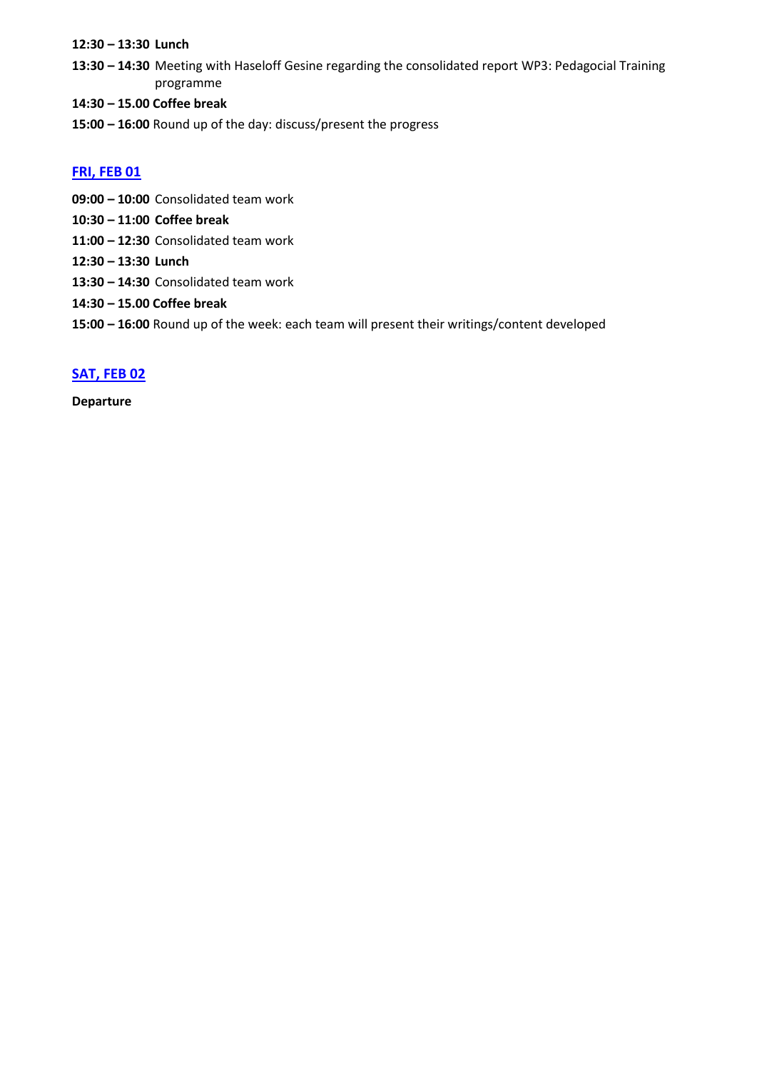**12:30 – 13:30 Lunch**

**13:30 – 14:30** Meeting with Haseloff Gesine regarding the consolidated report WP3: Pedagocial Training programme

**14:30 – 15.00 Coffee break**

**15:00 – 16:00** Round up of the day: discuss/present the progress

## FRI, FEB 01

**09:00 – 10:00** Consolidated team work

**10:30 – 11:00 Coffee break**

**11:00 – 12:30** Consolidated team work

**12:30 – 13:30 Lunch**

**13:30 – 14:30** Consolidated team work

**14:30 – 15.00 Coffee break**

**15:00 – 16:00** Round up of the week: each team will present their writings/content developed

## SAT, FEB 02

**Departure**